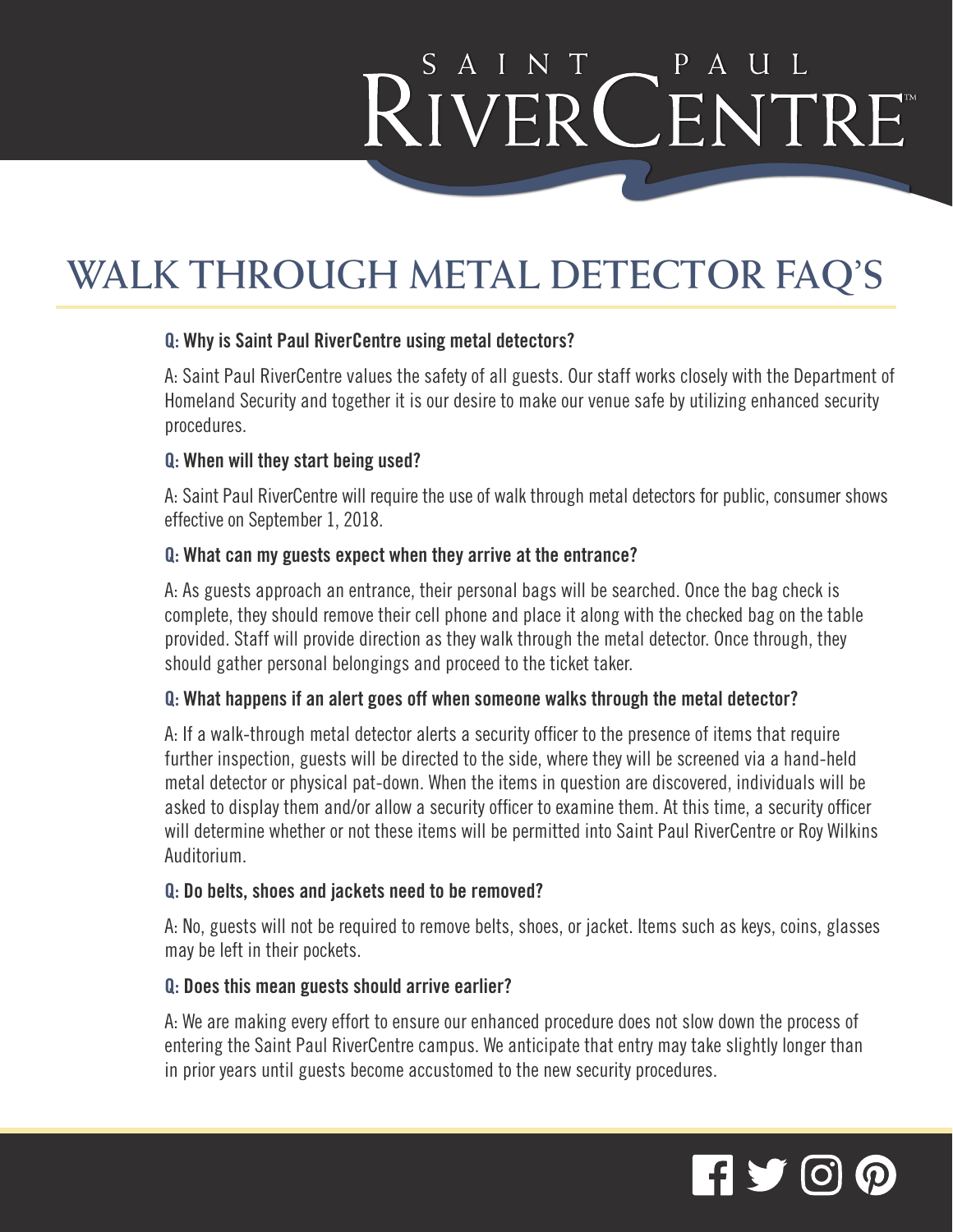# SAINT PAUL RIVERCENTRE

## WALK THROUGH METAL DETECTOR FAQ'S

**Q: Why is Saint Paul RiverCentre using metal detectors?**

A: Saint Paul RiverCentre values the safety of all guests. Our staff works closely with the Department of Homeland Security and together it is our desire to make our venue safe by utilizing enhanced security procedures.

**Q: When will they start being used?**

A: Saint Paul RiverCentre will require the use of walk through metal detectors for public, consumer shows effective on September 1, 2018.

**Q: What can my guests expect when they arrive at the entrance?**

A: As guests approach an entrance, their personal bags will be searched. Once the bag check is complete, they should remove their cell phone and place it along with the checked bag on the table provided. Staff will provide direction as they walk through the metal detector. Once through, they should gather personal belongings and proceed to the ticket taker.

**Q: What happens if an alert goes off when someone walks through the metal detector?**

A: If a walk-through metal detector alerts a security officer to the presence of items that require further inspection, guests will be directed to the side, where they will be screened via a hand-held metal detector or physical pat-down. When the items in question are discovered, individuals will be asked to display them and/or allow a security officer to examine them. At this time, a security officer will determine whether or not these items will be permitted into Saint Paul RiverCentre or Roy Wilkins Auditorium.

**Q: Do belts, shoes and jackets need to be removed?**

A: No, guests will not be required to remove belts, shoes, or jacket. Items such as keys, coins, glasses may be left in their pockets.

**Q: Does this mean guests should arrive earlier?**

A: We are making every effort to ensure our enhanced procedure does not slow down the process of entering the Saint Paul RiverCentre campus. We anticipate that entry may take slightly longer than in prior years until guests become accustomed to the new security procedures.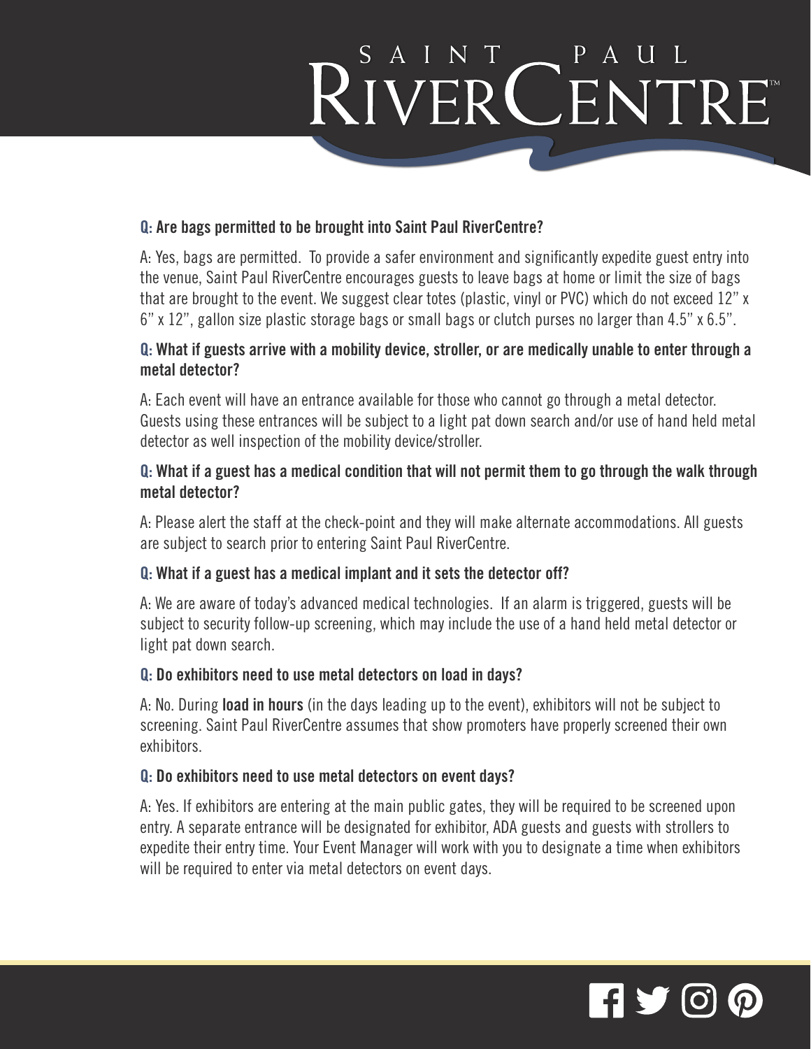**Q: Are bags permitted to be brought into Saint Paul RiverCentre?**

A: Yes, bags are permitted. To provide a safer environment and significantly expedite guest entry into the venue, Saint Paul RiverCentre encourages guests to leave bags at home or limit the size of bags that are brought to the event. We suggest clear totes (plastic, vinyl or PVC) which do not exceed 12" x 6" x 12", gallon size plastic storage bags or small bags or clutch purses no larger than 4.5" x 6.5".

**Q: What if guests arrive with a mobility device, stroller, or are medically unable to enter through a metal detector?**

A: Each event will have an entrance available for those who cannot go through a metal detector. Guests using these entrances will be subject to a light pat down search and/or use of hand held metal detector as well inspection of the mobility device/stroller.

**Q: What if a guest has a medical condition that will not permit them to go through the walk through metal detector?**

A: Please alert the staff at the check-point and they will make alternate accommodations. All guests are subject to search prior to entering Saint Paul RiverCentre.

**Q: What if a guest has a medical implant and it sets the detector off?**

A: We are aware of today's advanced medical technologies. If an alarm is triggered, guests will be subject to security follow-up screening, which may include the use of a hand held metal detector or light pat down search.

**Q: Do exhibitors need to use metal detectors on load in days?**

A: No. During **load in hours** (in the days leading up to the event), exhibitors will not be subject to screening. Saint Paul RiverCentre assumes that show promoters have properly screened their own exhibitors.

**Q: Do exhibitors need to use metal detectors on event days?**

A: Yes. If exhibitors are entering at the main public gates, they will be required to be screened upon entry. A separate entrance will be designated for exhibitor, ADA guests and guests with strollers to expedite their entry time. Your Event Manager will work with you to designate a time when exhibitors will be required to enter via metal detectors on event days.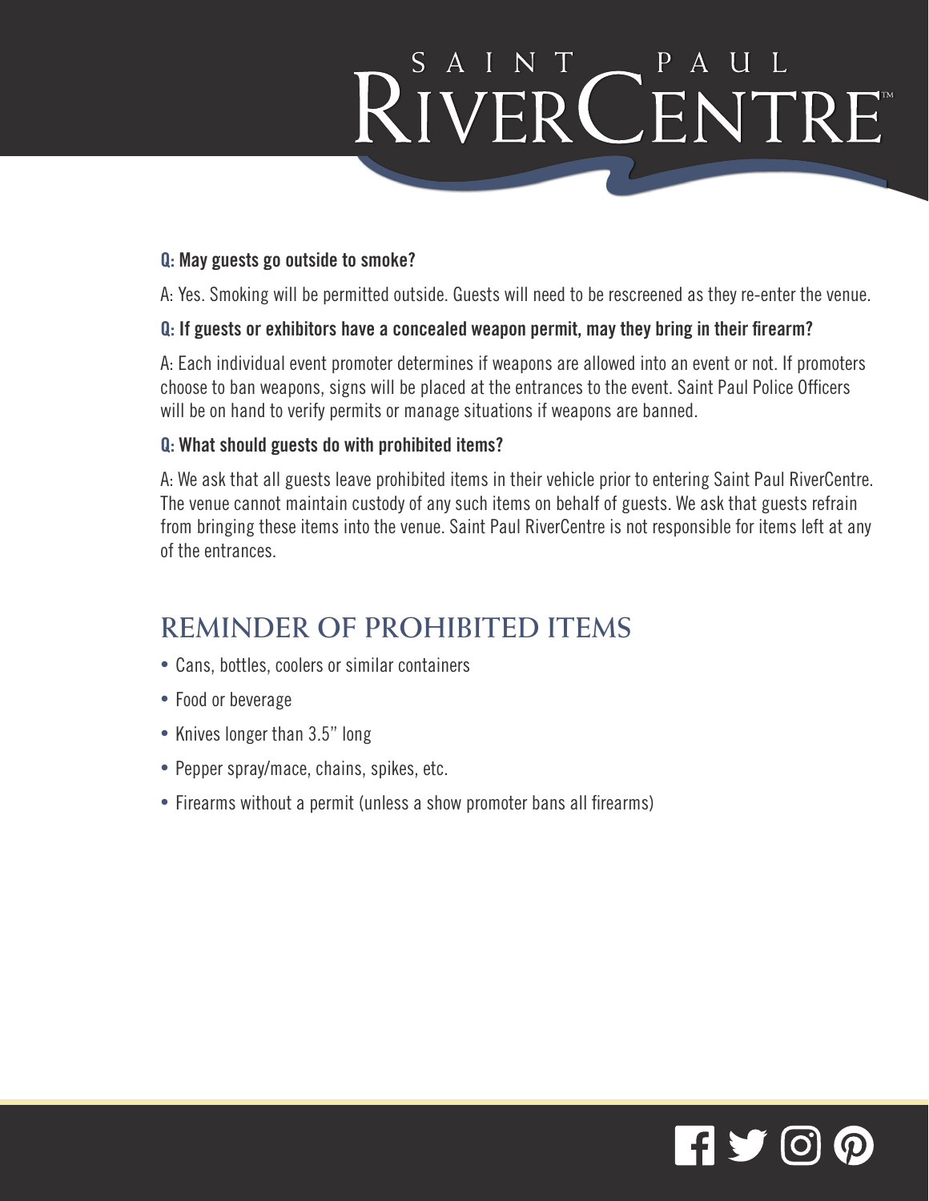**Q: May guests go outside to smoke?**

A: Yes. Smoking will be permitted outside. Guests will need to be rescreened as they re-enter the venue.

**Q: If guests or exhibitors have a concealed weapon permit, may they bring in their firearm?**

A: Each individual event promoter determines if weapons are allowed into an event or not. If promoters choose to ban weapons, signs will be placed at the entrances to the event. Saint Paul Police Officers will be on hand to verify permits or manage situations if weapons are banned.

**Q: What should guests do with prohibited items?**

A: We ask that all guests leave prohibited items in their vehicle prior to entering Saint Paul RiverCentre. The venue cannot maintain custody of any such items on behalf of guests. We ask that guests refrain from bringing these items into the venue. Saint Paul RiverCentre is not responsible for items left at any of the entrances.

## REMINDER OF PROHIBITED ITEMS

- Cans, bottles, coolers or similar containers
- Food or beverage
- Knives longer than 3.5" long
- Pepper spray/mace, chains, spikes, etc.
- Firearms without a permit (unless a show promoter bans all firearms)